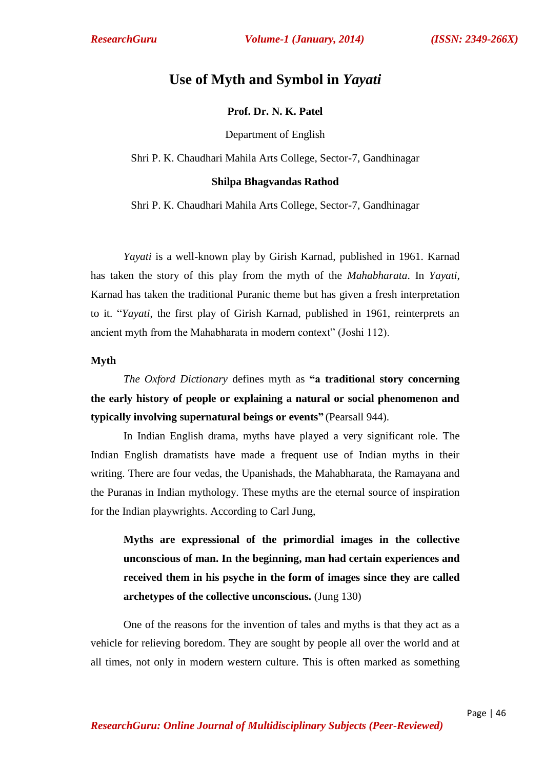# Use of Myth and Symbol in *Yayati*

**Prof. Dr. N. K. Patel**

Department of English

Shri P. K. Chaudhari Mahila Arts College, Sector-7, Gandhinagar

**Shilpa Bhagvandas Rathod**

Shri P. K. Chaudhari Mahila Arts College, Sector-7, Gandhinagar

*Yayati* is a well-known play by Girish Karnad, published in 1961. Karnad has taken the story of this play from the myth of the *Mahabharata*. In *Yayati*, Karnad has taken the traditional Puranic theme but has given a fresh interpretation to it. "*Yayati*, the first play of Girish Karnad, published in 1961, reinterprets an ancient myth from the Mahabharata in modern context" (Joshi 112).

**Myth**

*The Oxford Dictionary* defines myth as **"a traditional story concerning the early history of people or explaining a natural or social phenomenon and typically involving supernatural beings or events"** (Pearsall 944).

In Indian English drama, myths have played a very significant role. The Indian English dramatists have made a frequent use of Indian myths in their writing. There are four vedas, the Upanishads, the Mahabharata, the Ramayana and the Puranas in Indian mythology. These myths are the eternal source of inspiration for the Indian playwrights. According to Carl Jung,

> **Myths are expressional of the primordial images in the collective unconscious of man. In the beginning, man had certain experiences and received them in his psyche in the form of images since they are called archetypes of the collective unconscious.** (Jung 130)

One of the reasons for the invention of tales and myths is that they act as a vehicle for relieving boredom. They are sought by people all over the world and at all times, not only in modern western culture. This is often marked as something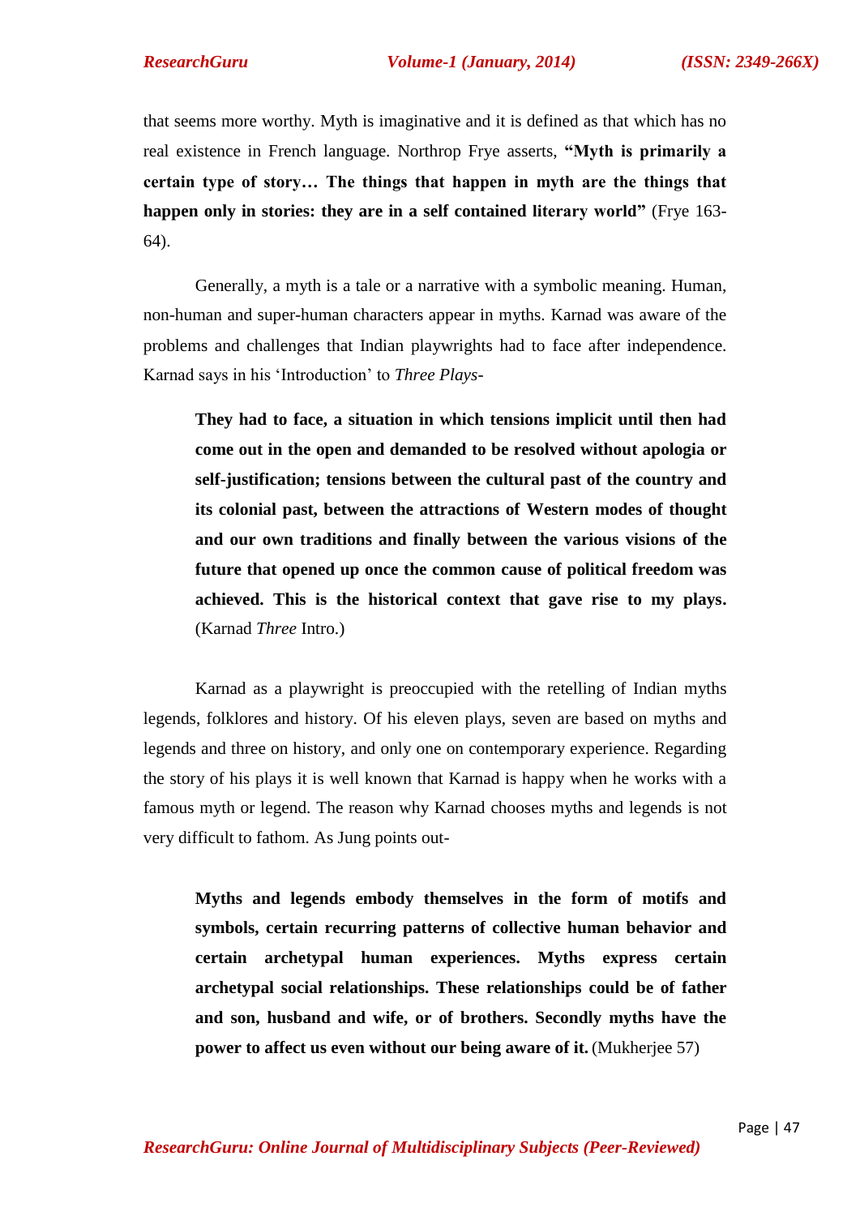that seems more worthy. Myth is imaginative and it is defined as that which has no real existence in French language. Northrop Frye asserts, **"Myth is primarily a certain type of story… The things that happen in myth are the things that happen only in stories: they are in a self contained literary world"** (Frye 163-64).

Generally, a myth is a tale or a narrative with a symbolic meaning. Human, non-human and super-human characters appear in myths. Karnad was aware of the problems and challenges that Indian playwrights had to face after independence. Karnad says in his 'Introduction' to *Three Plays*-

> **They had to face, a situation in which tensions implicit until then had come out in the open and demanded to be resolved without apologia or self-justification; tensions between the cultural past of the country and its colonial past, between the attractions of Western modes of thought and our own traditions and finally between the various visions of the future that opened up once the common cause of political freedom was achieved. This is the historical context that gave rise to my plays.** (Karnad *Three* Intro.)

Karnad as a playwright is preoccupied with the retelling of Indian myths legends, folklores and history. Of his eleven plays, seven are based on myths and legends and three on history, and only one on contemporary experience. Regarding the story of his plays it is well known that Karnad is happy when he works with a famous myth or legend. The reason why Karnad chooses myths and legends is not very difficult to fathom. As Jung points out-

> **Myths and legends embody themselves in the form of motifs and symbols, certain recurring patterns of collective human behavior and certain archetypal human experiences. Myths express certain archetypal social relationships. These relationships could be of father and son, husband and wife, or of brothers. Secondly myths have the power to affect us even without our being aware of it.** (Mukherjee 57)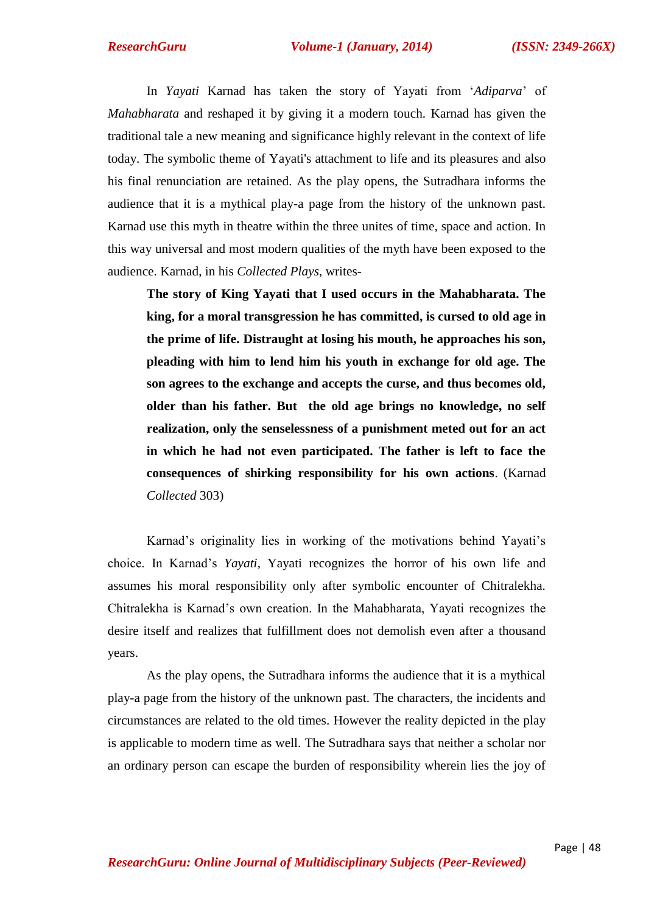In *Yayati* Karnad has taken the story of Yayati from '*Adiparva*' of *Mahabharata* and reshaped it by giving it a modern touch. Karnad has given the traditional tale a new meaning and significance highly relevant in the context of life today. The symbolic theme of Yayati's attachment to life and its pleasures and also his final renunciation are retained. As the play opens, the Sutradhara informs the audience that it is a mythical play-a page from the history of the unknown past. Karnad use this myth in theatre within the three unites of time, space and action. In this way universal and most modern qualities of the myth have been exposed to the audience. Karnad, in his *Collected Plays*, writes-

> **The story of King Yayati that I used occurs in the Mahabharata. The king, for a moral transgression he has committed, is cursed to old age in the prime of life. Distraught at losing his mouth, he approaches his son, pleading with him to lend him his youth in exchange for old age. The son agrees to the exchange and accepts the curse, and thus becomes old, older than his father. But the old age brings no knowledge, no self realization, only the senselessness of a punishment meted out for an act in which he had not even participated. The father is left to face the consequences of shirking responsibility for his own actions**. (Karnad *Collected* 303)

Karnad's originality lies in working of the motivations behind Yayati's choice. In Karnad's *Yayati*, Yayati recognizes the horror of his own life and assumes his moral responsibility only after symbolic encounter of Chitralekha. Chitralekha is Karnad's own creation. In the Mahabharata, Yayati recognizes the desire itself and realizes that fulfillment does not demolish even after a thousand years.

As the play opens, the Sutradhara informs the audience that it is a mythical play-a page from the history of the unknown past. The characters, the incidents and circumstances are related to the old times. However the reality depicted in the play is applicable to modern time as well. The Sutradhara says that neither a scholar nor an ordinary person can escape the burden of responsibility wherein lies the joy of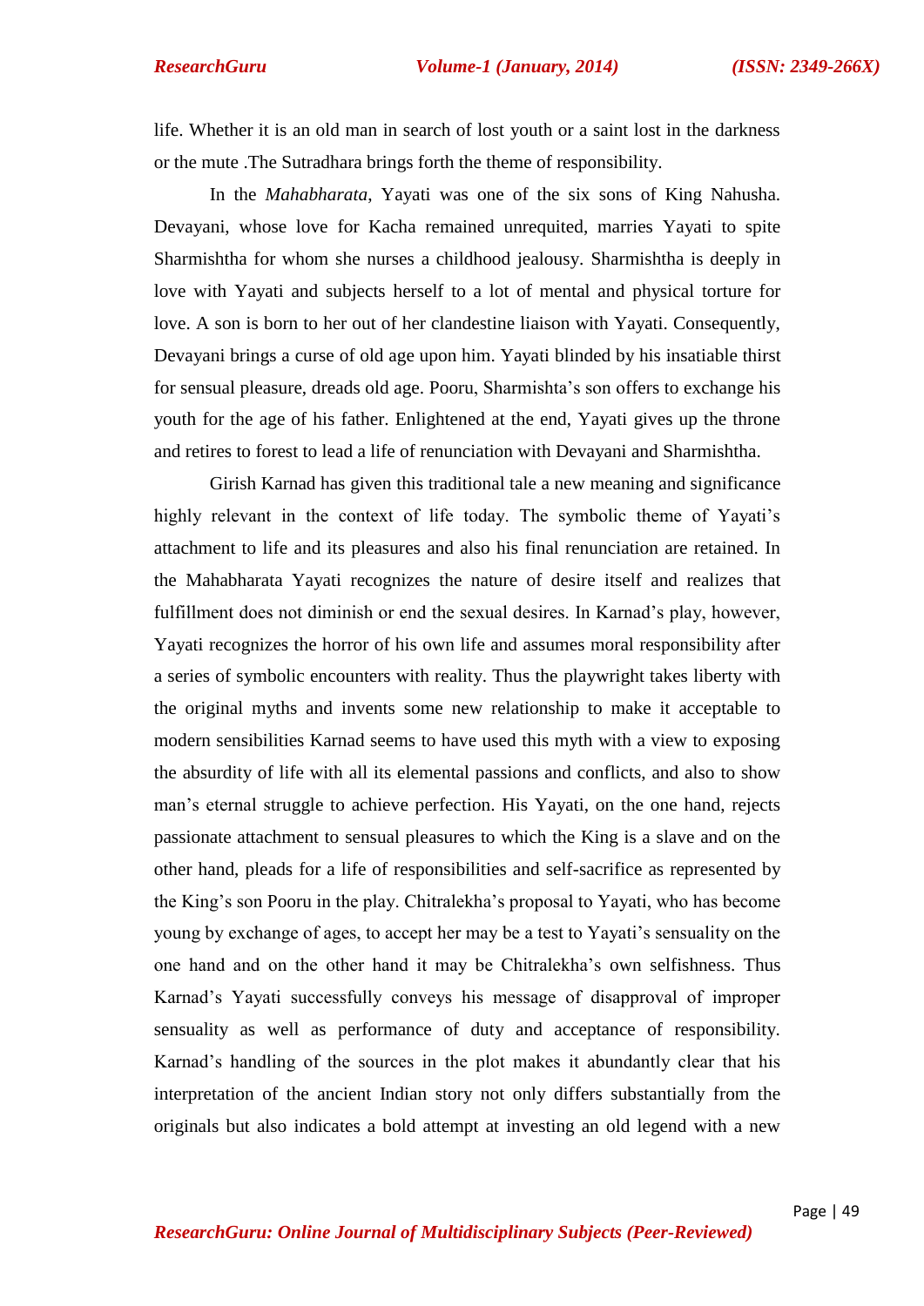life. Whether it is an old man in search of lost youth or a saint lost in the darkness or the mute .The Sutradhara brings forth the theme of responsibility.

In the *Mahabharata*, Yayati was one of the six sons of King Nahusha. Devayani, whose love for Kacha remained unrequited, marries Yayati to spite Sharmishtha for whom she nurses a childhood jealousy. Sharmishtha is deeply in love with Yayati and subjects herself to a lot of mental and physical torture for love. A son is born to her out of her clandestine liaison with Yayati. Consequently, Devayani brings a curse of old age upon him. Yayati blinded by his insatiable thirst for sensual pleasure, dreads old age. Pooru, Sharmishta's son offers to exchange his youth for the age of his father. Enlightened at the end, Yayati gives up the throne and retires to forest to lead a life of renunciation with Devayani and Sharmishtha.

Girish Karnad has given this traditional tale a new meaning and significance highly relevant in the context of life today. The symbolic theme of Yayati's attachment to life and its pleasures and also his final renunciation are retained. In the Mahabharata Yayati recognizes the nature of desire itself and realizes that fulfillment does not diminish or end the sexual desires. In Karnad's play, however, Yayati recognizes the horror of his own life and assumes moral responsibility after a series of symbolic encounters with reality. Thus the playwright takes liberty with the original myths and invents some new relationship to make it acceptable to modern sensibilities Karnad seems to have used this myth with a view to exposing the absurdity of life with all its elemental passions and conflicts, and also to show man's eternal struggle to achieve perfection. His Yayati, on the one hand, rejects passionate attachment to sensual pleasures to which the King is a slave and on the other hand, pleads for a life of responsibilities and self-sacrifice as represented by the King's son Pooru in the play. Chitralekha's proposal to Yayati, who has become young by exchange of ages, to accept her may be a test to Yayati's sensuality on the one hand and on the other hand it may be Chitralekha's own selfishness. Thus Karnad's Yayati successfully conveys his message of disapproval of improper sensuality as well as performance of duty and acceptance of responsibility. Karnad's handling of the sources in the plot makes it abundantly clear that his interpretation of the ancient Indian story not only differs substantially from the originals but also indicates a bold attempt at investing an old legend with a new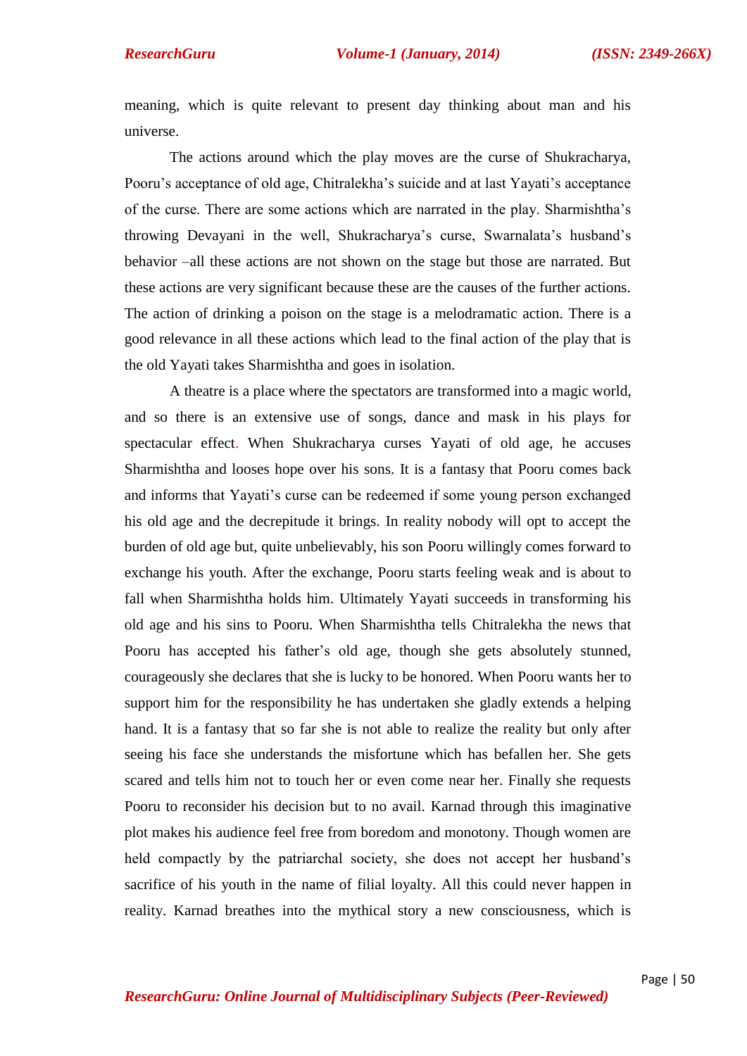meaning, which is quite relevant to present day thinking about man and his universe.

The actions around which the play moves are the curse of Shukracharya, Pooru's acceptance of old age, Chitralekha's suicide and at last Yayati's acceptance of the curse. There are some actions which are narrated in the play. Sharmishtha's throwing Devayani in the well, Shukracharya's curse, Swarnalata's husband's behavior –all these actions are not shown on the stage but those are narrated. But these actions are very significant because these are the causes of the further actions. The action of drinking a poison on the stage is a melodramatic action. There is a good relevance in all these actions which lead to the final action of the play that is the old Yayati takes Sharmishtha and goes in isolation.

A theatre is a place where the spectators are transformed into a magic world, and so there is an extensive use of songs, dance and mask in his plays for spectacular effect. When Shukracharya curses Yayati of old age, he accuses Sharmishtha and looses hope over his sons. It is a fantasy that Pooru comes back and informs that Yayati's curse can be redeemed if some young person exchanged his old age and the decrepitude it brings. In reality nobody will opt to accept the burden of old age but, quite unbelievably, his son Pooru willingly comes forward to exchange his youth. After the exchange, Pooru starts feeling weak and is about to fall when Sharmishtha holds him. Ultimately Yayati succeeds in transforming his old age and his sins to Pooru. When Sharmishtha tells Chitralekha the news that Pooru has accepted his father's old age, though she gets absolutely stunned, courageously she declares that she is lucky to be honored. When Pooru wants her to support him for the responsibility he has undertaken she gladly extends a helping hand. It is a fantasy that so far she is not able to realize the reality but only after seeing his face she understands the misfortune which has befallen her. She gets scared and tells him not to touch her or even come near her. Finally she requests Pooru to reconsider his decision but to no avail. Karnad through this imaginative plot makes his audience feel free from boredom and monotony. Though women are held compactly by the patriarchal society, she does not accept her husband's sacrifice of his youth in the name of filial loyalty. All this could never happen in reality. Karnad breathes into the mythical story a new consciousness, which is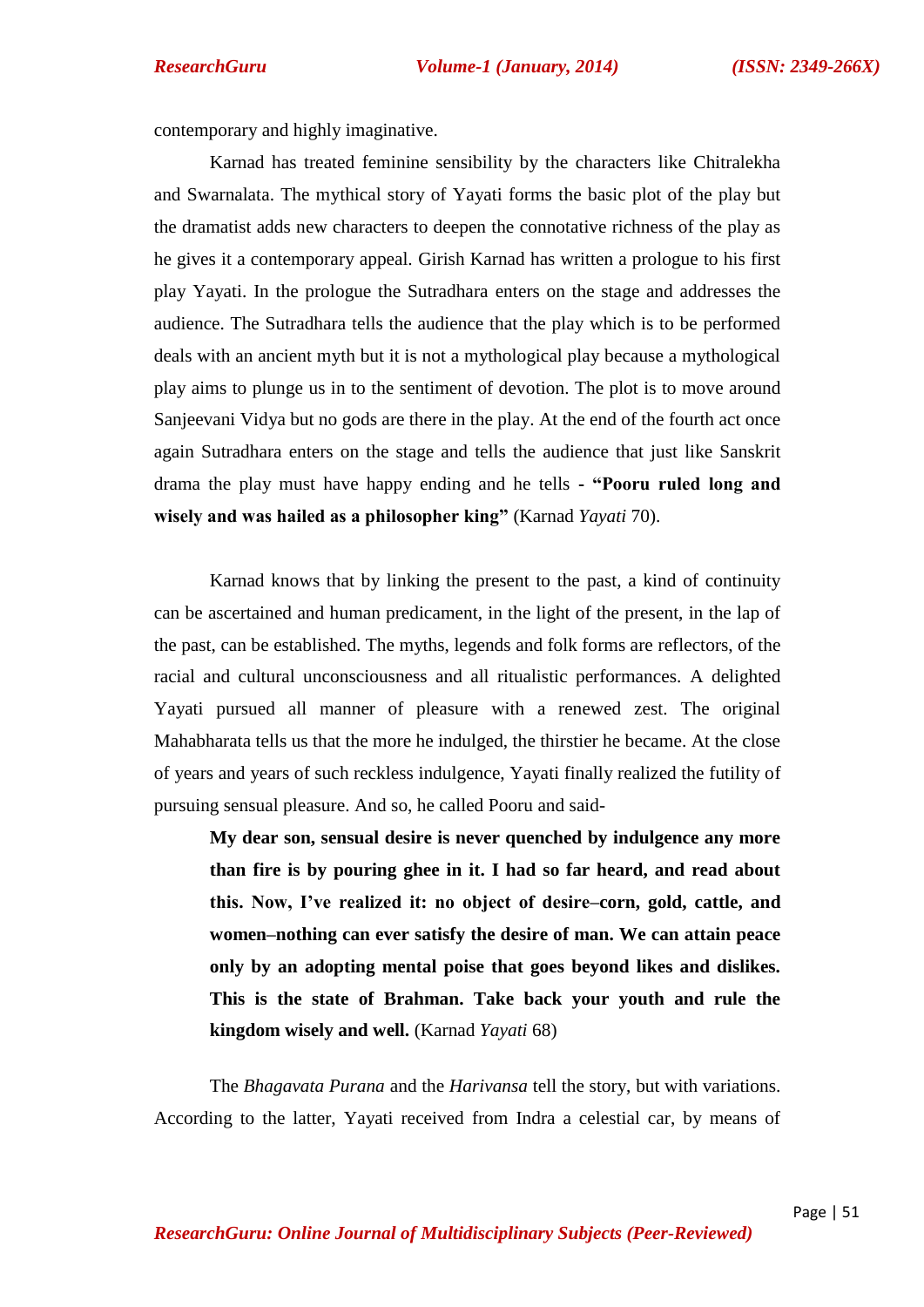contemporary and highly imaginative.

Karnad has treated feminine sensibility by the characters like Chitralekha and Swarnalata. The mythical story of Yayati forms the basic plot of the play but the dramatist adds new characters to deepen the connotative richness of the play as he gives it a contemporary appeal. Girish Karnad has written a prologue to his first play Yayati. In the prologue the Sutradhara enters on the stage and addresses the audience. The Sutradhara tells the audience that the play which is to be performed deals with an ancient myth but it is not a mythological play because a mythological play aims to plunge us in to the sentiment of devotion. The plot is to move around Sanjeevani Vidya but no gods are there in the play. At the end of the fourth act once again Sutradhara enters on the stage and tells the audience that just like Sanskrit drama the play must have happy ending and he tells - **"Pooru ruled long and wisely and was hailed as a philosopher king"** (Karnad *Yayati* 70).

Karnad knows that by linking the present to the past, a kind of continuity can be ascertained and human predicament, in the light of the present, in the lap of the past, can be established. The myths, legends and folk forms are reflectors, of the racial and cultural unconsciousness and all ritualistic performances. A delighted Yayati pursued all manner of pleasure with a renewed zest. The original Mahabharata tells us that the more he indulged, the thirstier he became. At the close of years and years of such reckless indulgence, Yayati finally realized the futility of pursuing sensual pleasure. And so, he called Pooru and said-

> **My dear son, sensual desire is never quenched by indulgence any more than fire is by pouring ghee in it. I had so far heard, and read about this. Now, I've realized it: no object of desire–corn, gold, cattle, and women–nothing can ever satisfy the desire of man. We can attain peace only by an adopting mental poise that goes beyond likes and dislikes. This is the state of Brahman. Take back your youth and rule the kingdom wisely and well.** (Karnad *Yayati* 68)

The *Bhagavata Purana* and the *Harivansa* tell the story, but with variations. According to the latter, Yayati received from Indra a celestial car, by means of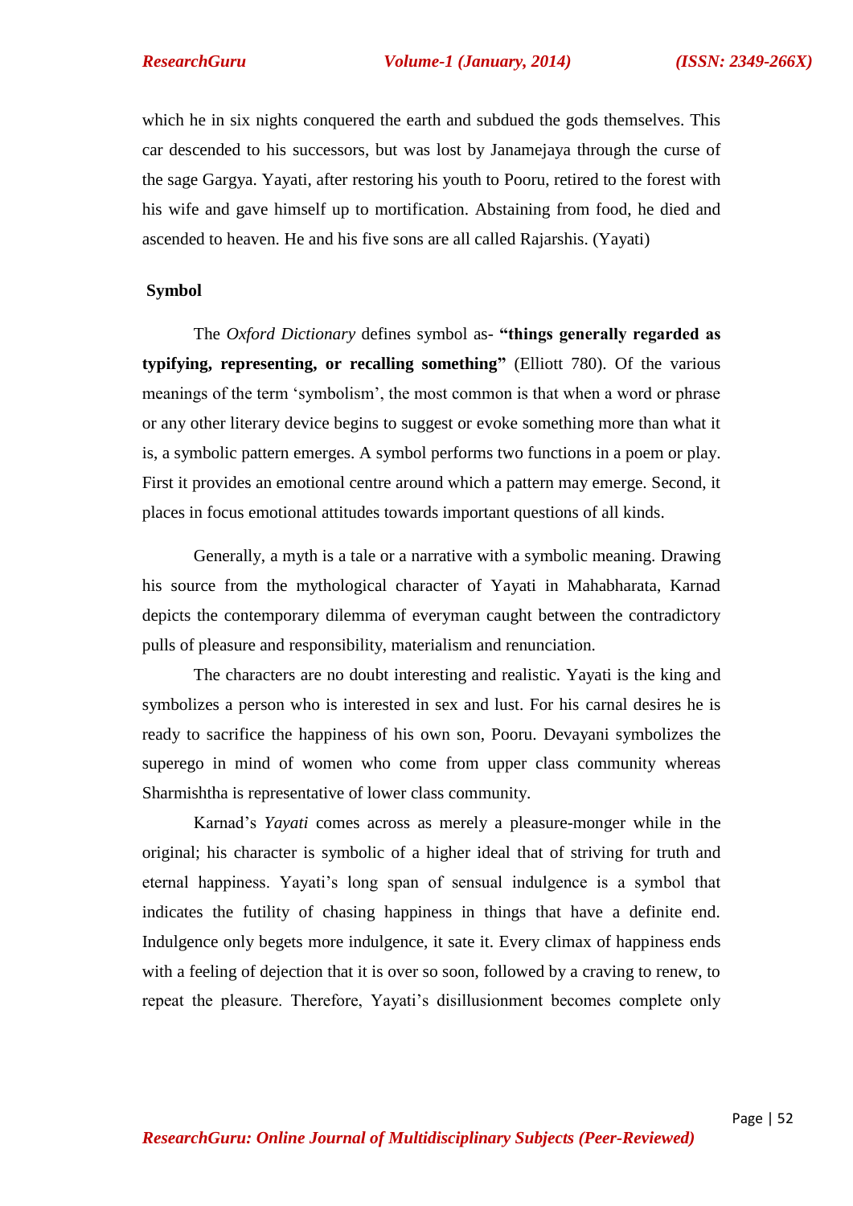which he in six nights conquered the earth and subdued the gods themselves. This car descended to his successors, but was lost by Janamejaya through the curse of the sage Gargya. Yayati, after restoring his youth to Pooru, retired to the forest with his wife and gave himself up to mortification. Abstaining from food, he died and ascended to heaven. He and his five sons are all called Rajarshis. (Yayati)

## Symbol

The *Oxford Dictionary* defines symbol as- **"things generally regarded as typifying, representing, or recalling something"** (Elliott 780). Of the various meanings of the term 'symbolism', the most common is that when a word or phrase or any other literary device begins to suggest or evoke something more than what it is, a symbolic pattern emerges. A symbol performs two functions in a poem or play. First it provides an emotional centre around which a pattern may emerge. Second, it places in focus emotional attitudes towards important questions of all kinds.

Generally, a myth is a tale or a narrative with a symbolic meaning. Drawing his source from the mythological character of Yayati in Mahabharata, Karnad depicts the contemporary dilemma of everyman caught between the contradictory pulls of pleasure and responsibility, materialism and renunciation.

The characters are no doubt interesting and realistic. Yayati is the king and symbolizes a person who is interested in sex and lust. For his carnal desires he is ready to sacrifice the happiness of his own son, Pooru. Devayani symbolizes the superego in mind of women who come from upper class community whereas Sharmishtha is representative of lower class community.

Karnad's *Yayati* comes across as merely a pleasure-monger while in the original; his character is symbolic of a higher ideal that of striving for truth and eternal happiness. Yayati's long span of sensual indulgence is a symbol that indicates the futility of chasing happiness in things that have a definite end. Indulgence only begets more indulgence, it sate it. Every climax of happiness ends with a feeling of dejection that it is over so soon, followed by a craving to renew, to repeat the pleasure. Therefore, Yayati's disillusionment becomes complete only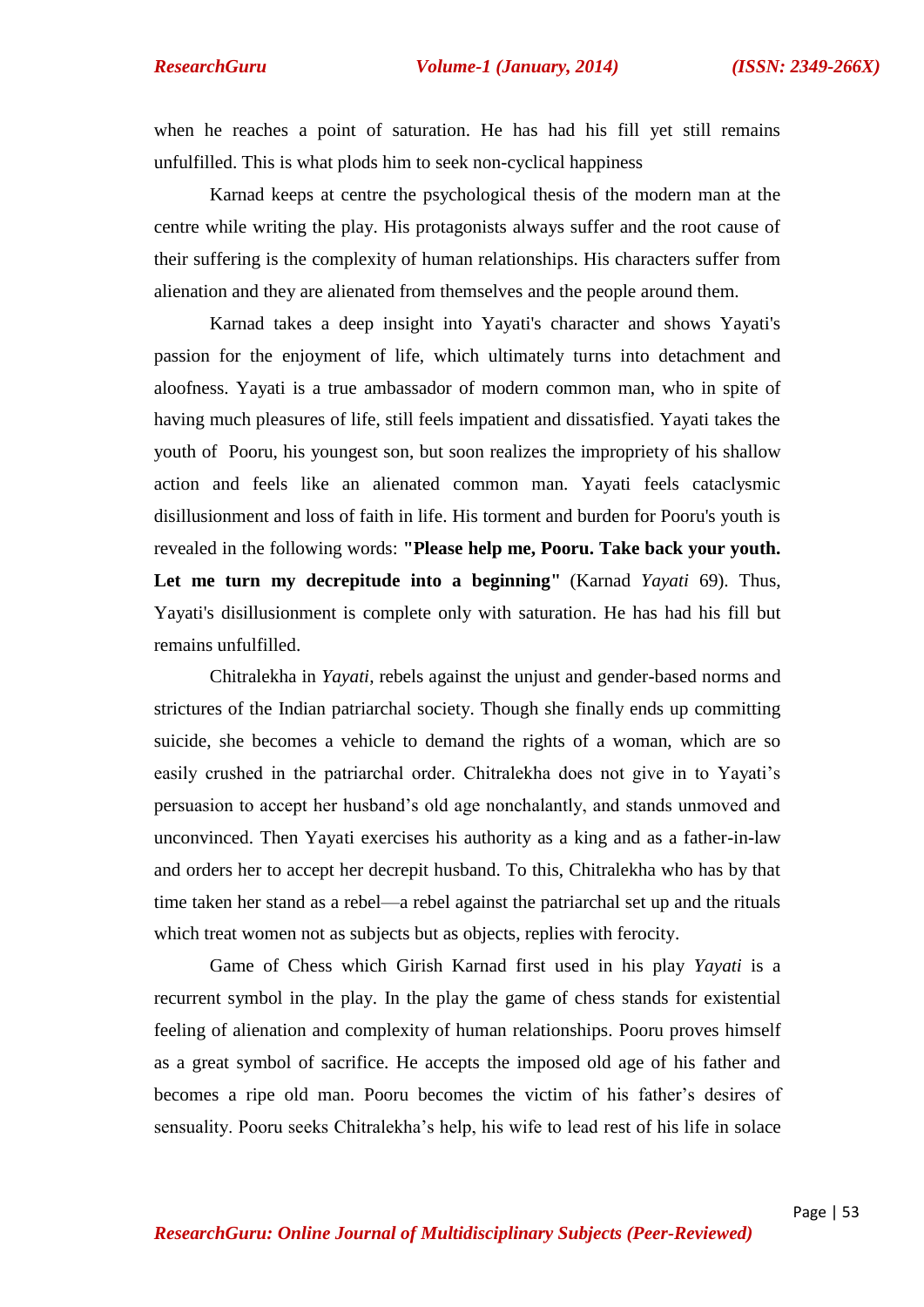when he reaches a point of saturation. He has had his fill yet still remains unfulfilled. This is what plods him to seek non-cyclical happiness

Karnad keeps at centre the psychological thesis of the modern man at the centre while writing the play. His protagonists always suffer and the root cause of their suffering is the complexity of human relationships. His characters suffer from alienation and they are alienated from themselves and the people around them.

Karnad takes a deep insight into Yayati's character and shows Yayati's passion for the enjoyment of life, which ultimately turns into detachment and aloofness. Yayati is a true ambassador of modern common man, who in spite of having much pleasures of life, still feels impatient and dissatisfied. Yayati takes the youth of Pooru, his youngest son, but soon realizes the impropriety of his shallow action and feels like an alienated common man. Yayati feels cataclysmic disillusionment and loss of faith in life. His torment and burden for Pooru's youth is revealed in the following words: **"Please help me, Pooru. Take back your youth. Let me turn my decrepitude into a beginning"** (Karnad *Yayati* 69). Thus, Yayati's disillusionment is complete only with saturation. He has had his fill but remains unfulfilled.

Chitralekha in *Yayati*, rebels against the unjust and gender-based norms and strictures of the Indian patriarchal society. Though she finally ends up committing suicide, she becomes a vehicle to demand the rights of a woman, which are so easily crushed in the patriarchal order. Chitralekha does not give in to Yayati's persuasion to accept her husband's old age nonchalantly, and stands unmoved and unconvinced. Then Yayati exercises his authority as a king and as a father-in-law and orders her to accept her decrepit husband. To this, Chitralekha who has by that time taken her stand as a rebel—a rebel against the patriarchal set up and the rituals which treat women not as subjects but as objects, replies with ferocity.

Game of Chess which Girish Karnad first used in his play *Yayati* is a recurrent symbol in the play. In the play the game of chess stands for existential feeling of alienation and complexity of human relationships. Pooru proves himself as a great symbol of sacrifice. He accepts the imposed old age of his father and becomes a ripe old man. Pooru becomes the victim of his father's desires of sensuality. Pooru seeks Chitralekha's help, his wife to lead rest of his life in solace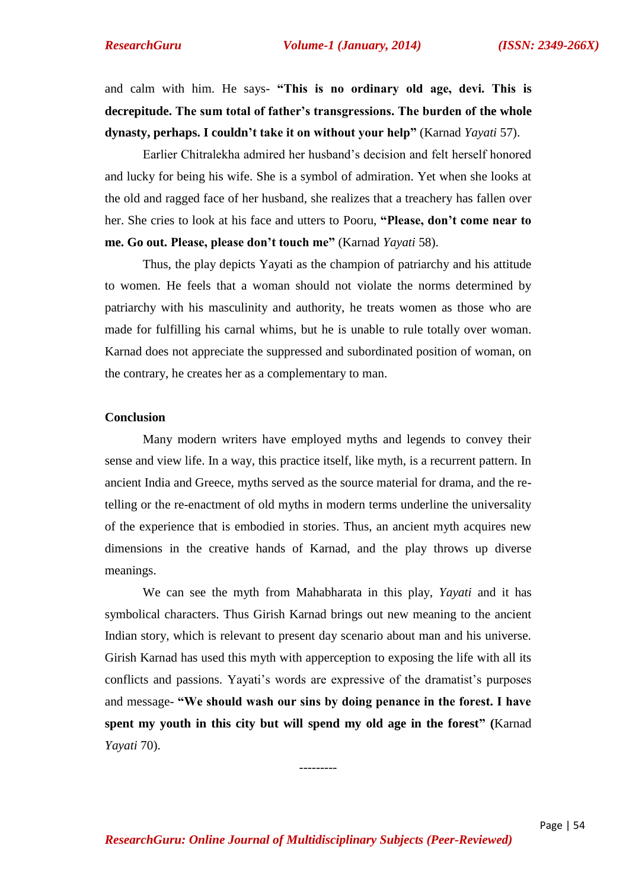and calm with him. He says- **"This is no ordinary old age, devi. This is decrepitude. The sum total of father's transgressions. The burden of the whole dynasty, perhaps. I couldn't take it on without your help"** (Karnad *Yayati* 57).

Earlier Chitralekha admired her husband's decision and felt herself honored and lucky for being his wife. She is a symbol of admiration. Yet when she looks at the old and ragged face of her husband, she realizes that a treachery has fallen over her. She cries to look at his face and utters to Pooru, **"Please, don't come near to me. Go out. Please, please don't touch me"** (Karnad *Yayati* 58).

Thus, the play depicts Yayati as the champion of patriarchy and his attitude to women. He feels that a woman should not violate the norms determined by patriarchy with his masculinity and authority, he treats women as those who are made for fulfilling his carnal whims, but he is unable to rule totally over woman. Karnad does not appreciate the suppressed and subordinated position of woman, on the contrary, he creates her as a complementary to man.

## Conclusion

Many modern writers have employed myths and legends to convey their sense and view life. In a way, this practice itself, like myth, is a recurrent pattern. In ancient India and Greece, myths served as the source material for drama, and the re-telling or the re-enactment of old myths in modern terms underline the universality of the experience that is embodied in stories. Thus, an ancient myth acquires new dimensions in the creative hands of Karnad, and the play throws up diverse meanings.

We can see the myth from Mahabharata in this play, *Yayati* and it has symbolical characters. Thus Girish Karnad brings out new meaning to the ancient Indian story, which is relevant to present day scenario about man and his universe. Girish Karnad has used this myth with apperception to exposing the life with all its conflicts and passions. Yayati's words are expressive of the dramatist's purposes and message- **"We should wash our sins by doing penance in the forest. I have spent my youth in this city but will spend my old age in the forest" (**Karnad *Yayati* 70).

---------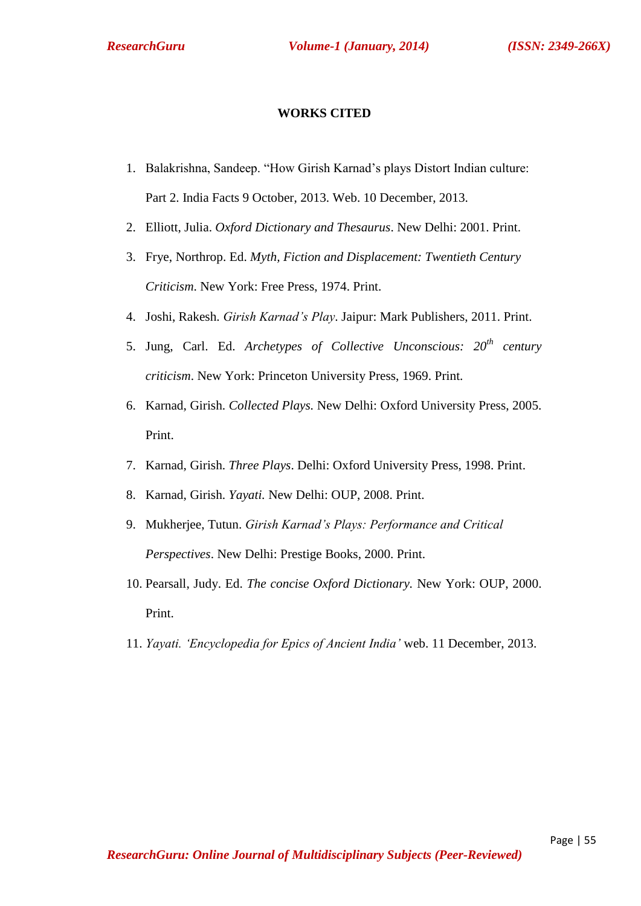## WORKS CITED

1. Balakrishna, Sandeep. "How Girish Karnad's plays Distort Indian culture: Part 2. India Facts 9 October, 2013. Web. 10 December, 2013.
2. Elliott, Julia. *Oxford Dictionary and Thesaurus*. New Delhi: 2001. Print.
3. Frye, Northrop. Ed. *Myth, Fiction and Displacement: Twentieth Century Criticism*. New York: Free Press, 1974. Print.
4. Joshi, Rakesh. *Girish Karnad's Play*. Jaipur: Mark Publishers, 2011. Print.
5. Jung, Carl. Ed. *Archetypes of Collective Unconscious: 20th century criticism*. New York: Princeton University Press, 1969. Print.
6. Karnad, Girish. *Collected Plays.* New Delhi: Oxford University Press, 2005. Print.
7. Karnad, Girish. *Three Plays*. Delhi: Oxford University Press, 1998. Print.
8. Karnad, Girish. *Yayati.* New Delhi: OUP, 2008. Print.
9. Mukherjee, Tutun. *Girish Karnad's Plays: Performance and Critical Perspectives*. New Delhi: Prestige Books, 2000. Print.
10. Pearsall, Judy. Ed. *The concise Oxford Dictionary.* New York: OUP, 2000. Print.
11. *Yayati. 'Encyclopedia for Epics of Ancient India'* web. 11 December, 2013.